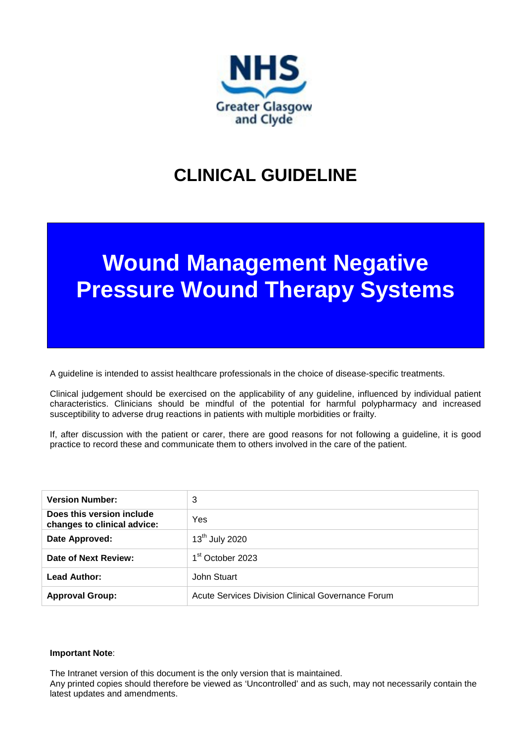NHS Greater Glasgow and Clyde

# CLINICAL GUIDELINE

# Wound Management Negative Pressure Wound Therapy Systems

A guideline is intended to assist healthcare professionals in the choice of disease-specific treatments.

Clinical judgement should be exercised on the applicability of any guideline, influenced by individual patient characteristics. Clinicians should be mindful of the potential for harmful polypharmacy and increased susceptibility to adverse drug reactions in patients with multiple morbidities or frailty.

If, after discussion with the patient or carer, there are good reasons for not following a guideline, it is good practice to record these and communicate them to others involved in the care of the patient.

| | |
|---|---|
| **Version Number:** | 3 |
| **Does this version include changes to clinical advice:** | Yes |
| **Date Approved:** | 13th July 2020 |
| **Date of Next Review:** | 1st October 2023 |
| **Lead Author:** | John Stuart |
| **Approval Group:** | Acute Services Division Clinical Governance Forum |

**Important Note**:

The Intranet version of this document is the only version that is maintained.
Any printed copies should therefore be viewed as 'Uncontrolled' and as such, may not necessarily contain the latest updates and amendments.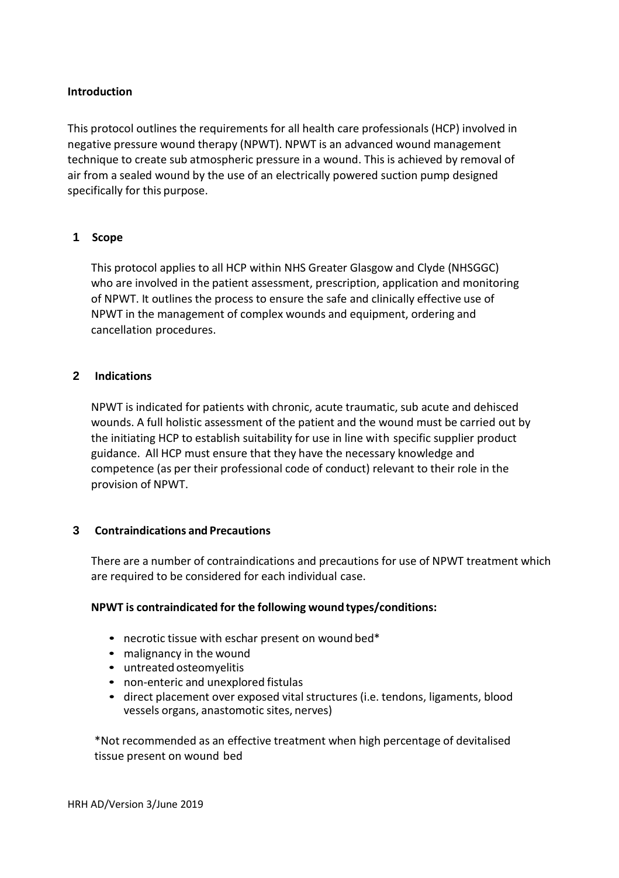## Introduction

This protocol outlines the requirements for all health care professionals (HCP) involved in negative pressure wound therapy (NPWT). NPWT is an advanced wound management technique to create sub atmospheric pressure in a wound. This is achieved by removal of air from a sealed wound by the use of an electrically powered suction pump designed specifically for this purpose.

## 1 Scope

This protocol applies to all HCP within NHS Greater Glasgow and Clyde (NHSGGC) who are involved in the patient assessment, prescription, application and monitoring of NPWT. It outlines the process to ensure the safe and clinically effective use of NPWT in the management of complex wounds and equipment, ordering and cancellation procedures.

## 2 Indications

NPWT is indicated for patients with chronic, acute traumatic, sub acute and dehisced wounds. A full holistic assessment of the patient and the wound must be carried out by the initiating HCP to establish suitability for use in line with specific supplier product guidance. All HCP must ensure that they have the necessary knowledge and competence (as per their professional code of conduct) relevant to their role in the provision of NPWT.

## 3 Contraindications and Precautions

There are a number of contraindications and precautions for use of NPWT treatment which are required to be considered for each individual case.

**NPWT is contraindicated for the following wound types/conditions:**

- necrotic tissue with eschar present on wound bed*
- malignancy in the wound
- untreated osteomyelitis
- non-enteric and unexplored fistulas
- direct placement over exposed vital structures (i.e. tendons, ligaments, blood vessels organs, anastomotic sites, nerves)

*Not recommended as an effective treatment when high percentage of devitalised tissue present on wound bed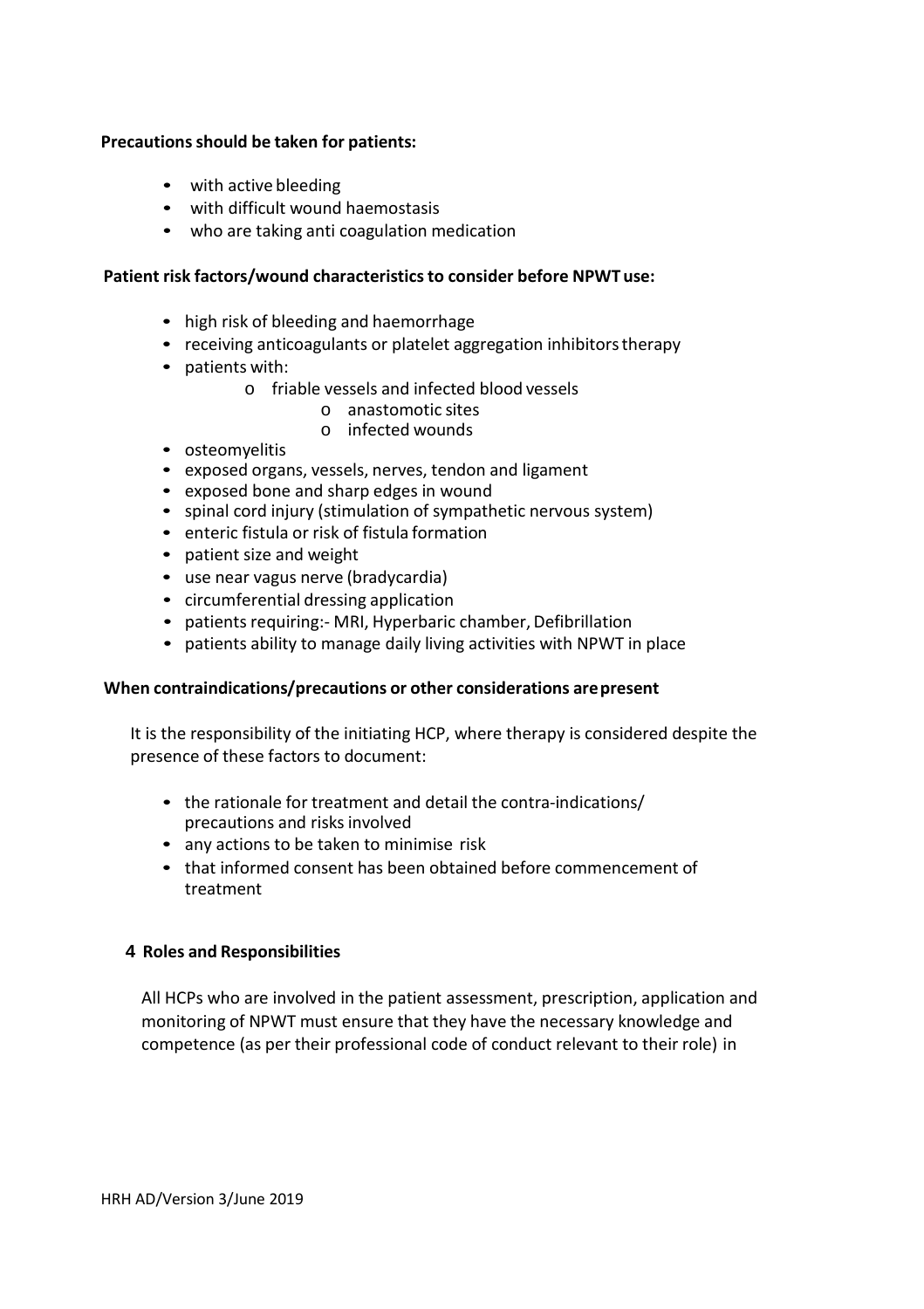**Precautions should be taken for patients:**

- with active bleeding
- with difficult wound haemostasis
- who are taking anti coagulation medication

**Patient risk factors/wound characteristics to consider before NPWT use:**

- high risk of bleeding and haemorrhage
- receiving anticoagulants or platelet aggregation inhibitors therapy
- patients with:
    - friable vessels and infected blood vessels
        - anastomotic sites
        - infected wounds
- osteomyelitis
- exposed organs, vessels, nerves, tendon and ligament
- exposed bone and sharp edges in wound
- spinal cord injury (stimulation of sympathetic nervous system)
- enteric fistula or risk of fistula formation
- patient size and weight
- use near vagus nerve (bradycardia)
- circumferential dressing application
- patients requiring:- MRI, Hyperbaric chamber, Defibrillation
- patients ability to manage daily living activities with NPWT in place

**When contraindications/precautions or other considerations are present**

It is the responsibility of the initiating HCP, where therapy is considered despite the presence of these factors to document:

- the rationale for treatment and detail the contra-indications/ precautions and risks involved
- any actions to be taken to minimise risk
- that informed consent has been obtained before commencement of treatment

## 4 Roles and Responsibilities

All HCPs who are involved in the patient assessment, prescription, application and monitoring of NPWT must ensure that they have the necessary knowledge and competence (as per their professional code of conduct relevant to their role) in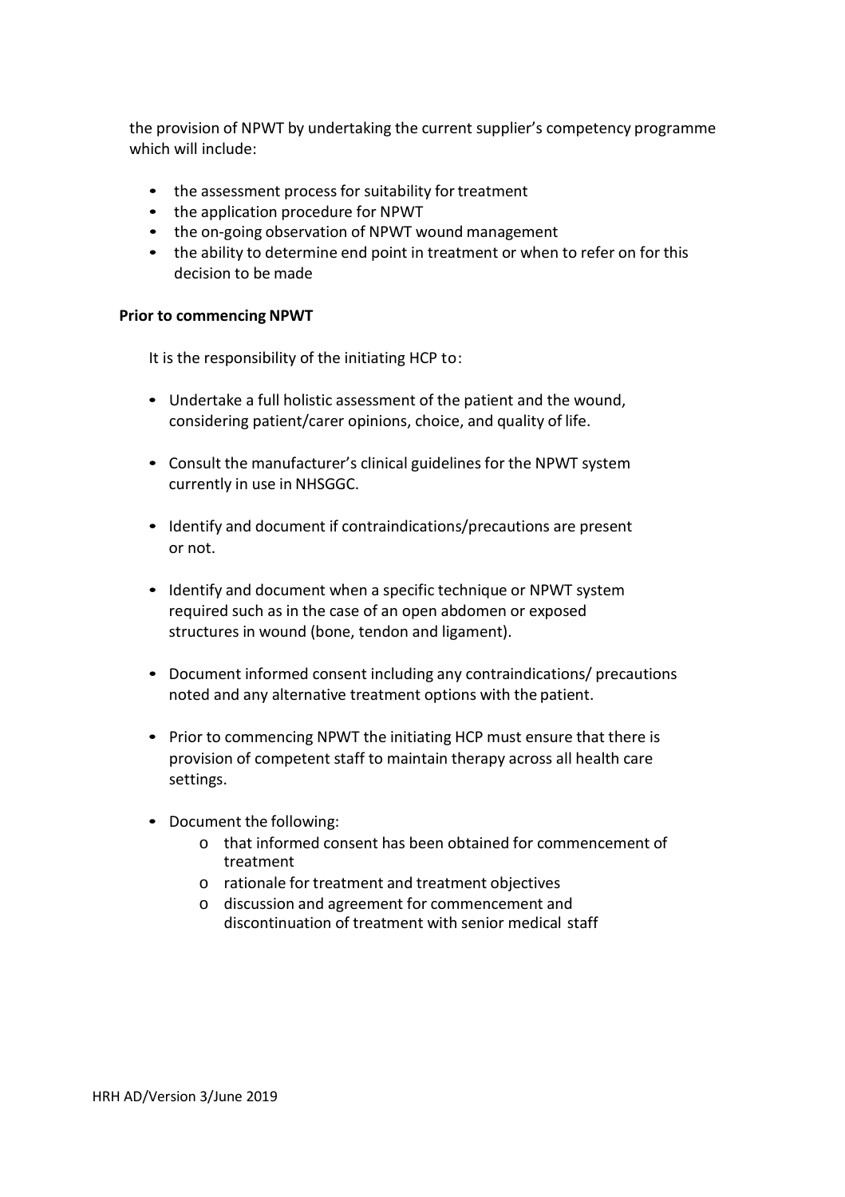the provision of NPWT by undertaking the current supplier's competency programme which will include:

- the assessment process for suitability for treatment
- the application procedure for NPWT
- the on-going observation of NPWT wound management
- the ability to determine end point in treatment or when to refer on for this decision to be made

**Prior to commencing NPWT**

It is the responsibility of the initiating HCP to:

- Undertake a full holistic assessment of the patient and the wound, considering patient/carer opinions, choice, and quality of life.
- Consult the manufacturer's clinical guidelines for the NPWT system currently in use in NHSGGC.
- Identify and document if contraindications/precautions are present or not.
- Identify and document when a specific technique or NPWT system required such as in the case of an open abdomen or exposed structures in wound (bone, tendon and ligament).
- Document informed consent including any contraindications/ precautions noted and any alternative treatment options with the patient.
- Prior to commencing NPWT the initiating HCP must ensure that there is provision of competent staff to maintain therapy across all health care settings.
- Document the following:
    - that informed consent has been obtained for commencement of treatment
    - rationale for treatment and treatment objectives
    - discussion and agreement for commencement and discontinuation of treatment with senior medical staff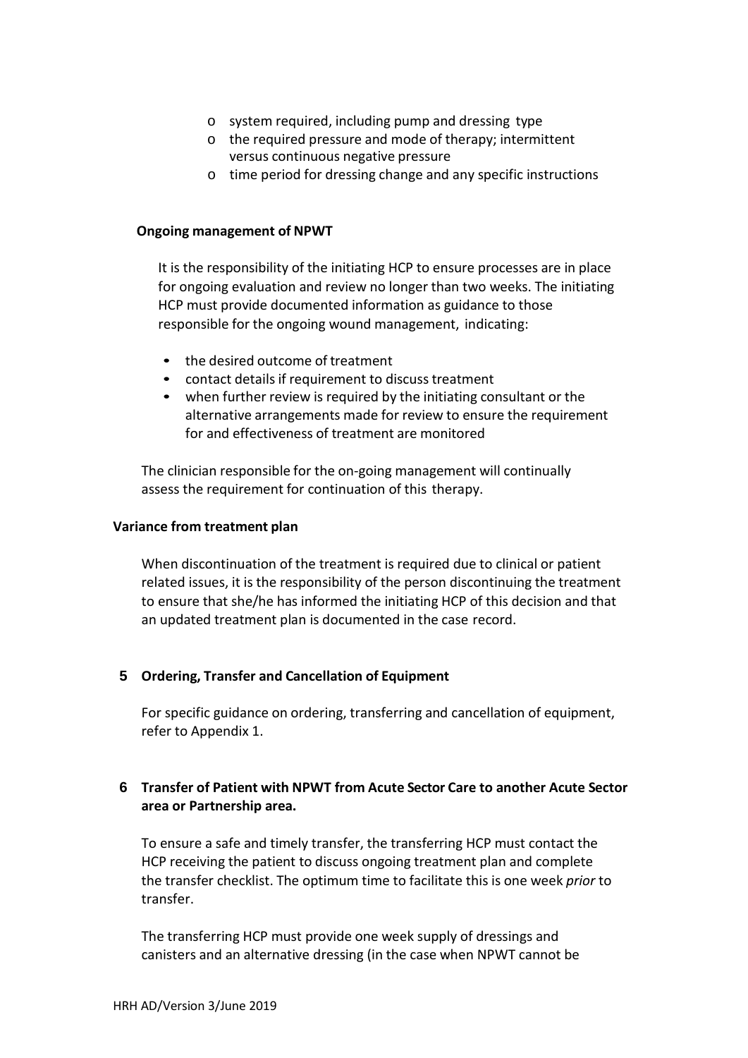- system required, including pump and dressing type
   - the required pressure and mode of therapy; intermittent versus continuous negative pressure
   - time period for dressing change and any specific instructions

**Ongoing management of NPWT**

It is the responsibility of the initiating HCP to ensure processes are in place for ongoing evaluation and review no longer than two weeks. The initiating HCP must provide documented information as guidance to those responsible for the ongoing wound management, indicating:

- the desired outcome of treatment
- contact details if requirement to discuss treatment
- when further review is required by the initiating consultant or the alternative arrangements made for review to ensure the requirement for and effectiveness of treatment are monitored

The clinician responsible for the on-going management will continually assess the requirement for continuation of this therapy.

**Variance from treatment plan**

When discontinuation of the treatment is required due to clinical or patient related issues, it is the responsibility of the person discontinuing the treatment to ensure that she/he has informed the initiating HCP of this decision and that an updated treatment plan is documented in the case record.

## 5 Ordering, Transfer and Cancellation of Equipment

For specific guidance on ordering, transferring and cancellation of equipment, refer to Appendix 1.

## 6 Transfer of Patient with NPWT from Acute Sector Care to another Acute Sector area or Partnership area.

To ensure a safe and timely transfer, the transferring HCP must contact the HCP receiving the patient to discuss ongoing treatment plan and complete the transfer checklist. The optimum time to facilitate this is one week *prior* to transfer.

The transferring HCP must provide one week supply of dressings and canisters and an alternative dressing (in the case when NPWT cannot be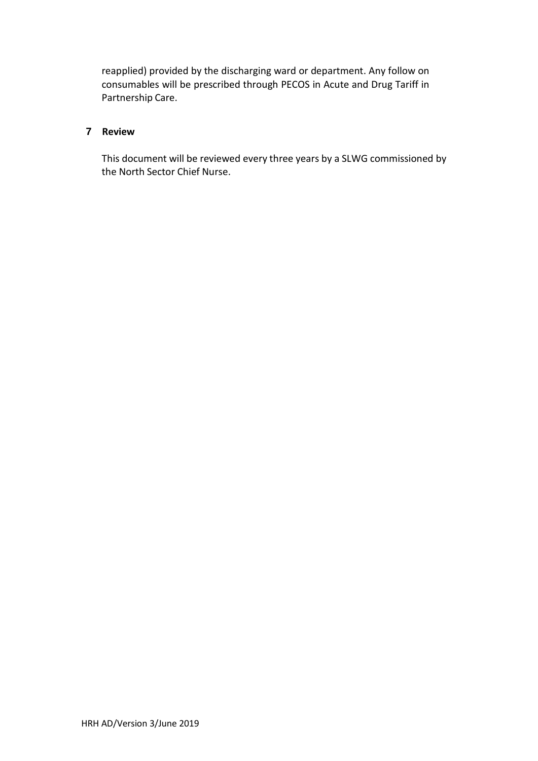reapplied) provided by the discharging ward or department. Any follow on consumables will be prescribed through PECOS in Acute and Drug Tariff in Partnership Care.

## 7 Review

This document will be reviewed every three years by a SLWG commissioned by the North Sector Chief Nurse.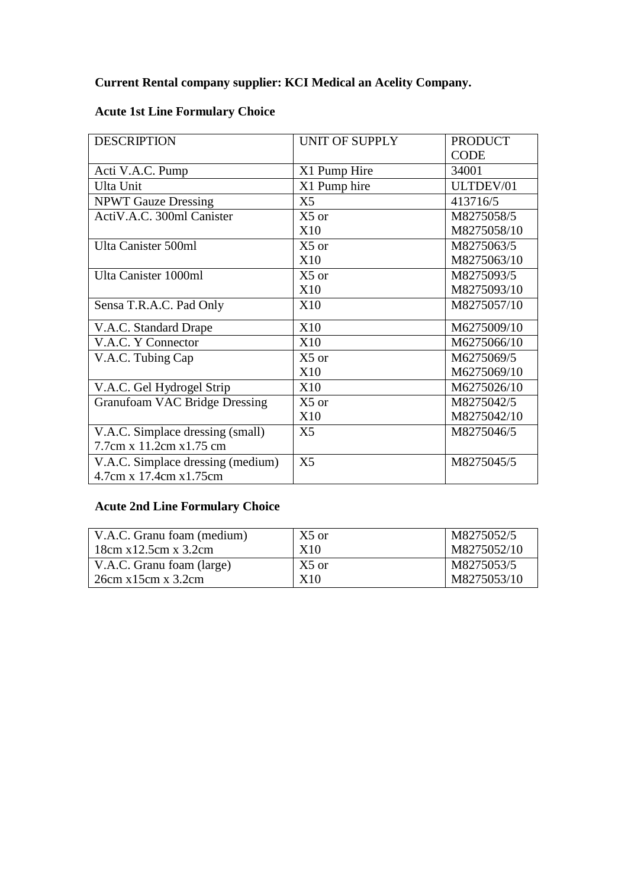**Current Rental company supplier: KCI Medical an Acelity Company.**

**Acute 1st Line Formulary Choice**

| DESCRIPTION | UNIT OF SUPPLY | PRODUCT CODE |
|---|---|---|
| Acti V.A.C. Pump | X1 Pump Hire | 34001 |
| Ulta Unit | X1 Pump hire | ULTDEV/01 |
| NPWT Gauze Dressing | X5 | 413716/5 |
| ActiV.A.C. 300ml Canister | X5 or<br>X10 | M8275058/5<br>M8275058/10 |
| Ulta Canister 500ml | X5 or<br>X10 | M8275063/5<br>M8275063/10 |
| Ulta Canister 1000ml | X5 or<br>X10 | M8275093/5<br>M8275093/10 |
| Sensa T.R.A.C. Pad Only | X10 | M8275057/10 |
| V.A.C. Standard Drape | X10 | M6275009/10 |
| V.A.C. Y Connector | X10 | M6275066/10 |
| V.A.C. Tubing Cap | X5 or<br>X10 | M6275069/5<br>M6275069/10 |
| V.A.C. Gel Hydrogel Strip | X10 | M6275026/10 |
| Granufoam VAC Bridge Dressing | X5 or<br>X10 | M8275042/5<br>M8275042/10 |
| V.A.C. Simplace dressing (small)<br>7.7cm x 11.2cm x1.75 cm | X5 | M8275046/5 |
| V.A.C. Simplace dressing (medium)<br>4.7cm x 17.4cm x1.75cm | X5 | M8275045/5 |

**Acute 2nd Line Formulary Choice**

| DESCRIPTION | UNIT OF SUPPLY | PRODUCT CODE |
|---|---|---|
| V.A.C. Granu foam (medium)<br>18cm x12.5cm x 3.2cm | X5 or<br>X10 | M8275052/5<br>M8275052/10 |
| V.A.C. Granu foam (large)<br>26cm x15cm x 3.2cm | X5 or<br>X10 | M8275053/5<br>M8275053/10 |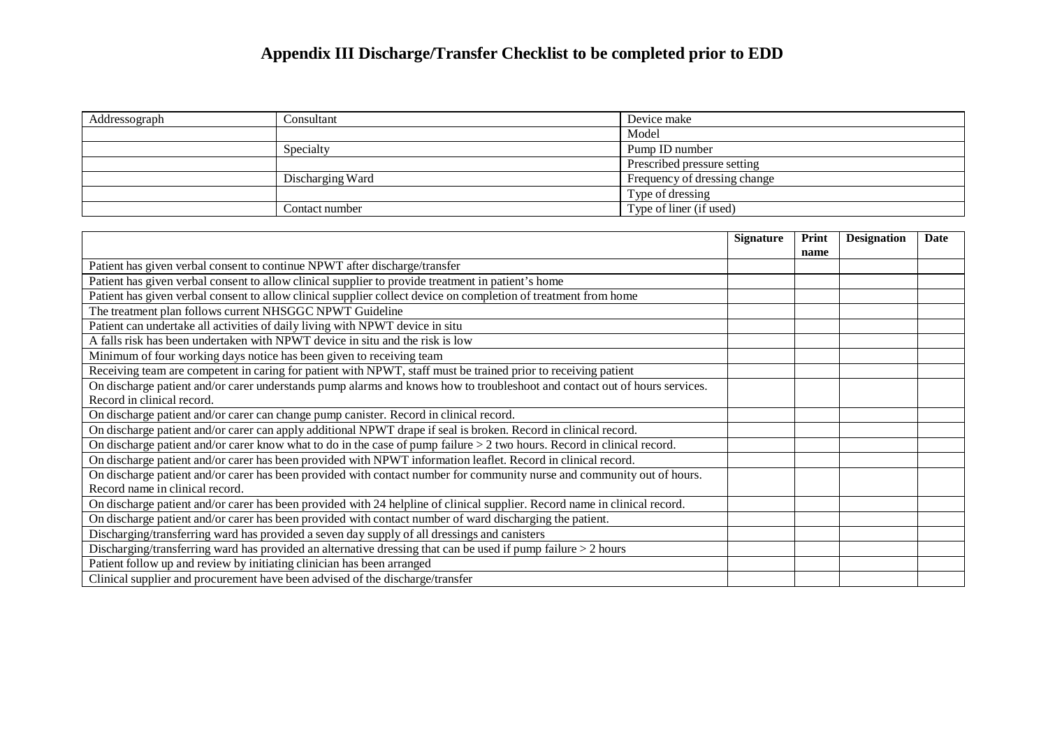# Appendix III Discharge/Transfer Checklist to be completed prior to EDD

| | | |
|---|---|---|
| Addressograph | Consultant | Device make |
| | | Model |
| | Specialty | Pump ID number |
| | | Prescribed pressure setting |
| | Discharging Ward | Frequency of dressing change |
| | | Type of dressing |
| | Contact number | Type of liner (if used) |

| | **Signature** | **Print name** | **Designation** | **Date** |
|---|---|---|---|---|
| Patient has given verbal consent to continue NPWT after discharge/transfer | | | | |
| Patient has given verbal consent to allow clinical supplier to provide treatment in patient's home | | | | |
| Patient has given verbal consent to allow clinical supplier collect device on completion of treatment from home | | | | |
| The treatment plan follows current NHSGGC NPWT Guideline | | | | |
| Patient can undertake all activities of daily living with NPWT device in situ | | | | |
| A falls risk has been undertaken with NPWT device in situ and the risk is low | | | | |
| Minimum of four working days notice has been given to receiving team | | | | |
| Receiving team are competent in caring for patient with NPWT, staff must be trained prior to receiving patient | | | | |
| On discharge patient and/or carer understands pump alarms and knows how to troubleshoot and contact out of hours services. Record in clinical record. | | | | |
| On discharge patient and/or carer can change pump canister. Record in clinical record. | | | | |
| On discharge patient and/or carer can apply additional NPWT drape if seal is broken. Record in clinical record. | | | | |
| On discharge patient and/or carer know what to do in the case of pump failure > 2 two hours. Record in clinical record. | | | | |
| On discharge patient and/or carer has been provided with NPWT information leaflet. Record in clinical record. | | | | |
| On discharge patient and/or carer has been provided with contact number for community nurse and community out of hours. Record name in clinical record. | | | | |
| On discharge patient and/or carer has been provided with 24 helpline of clinical supplier. Record name in clinical record. | | | | |
| On discharge patient and/or carer has been provided with contact number of ward discharging the patient. | | | | |
| Discharging/transferring ward has provided a seven day supply of all dressings and canisters | | | | |
| Discharging/transferring ward has provided an alternative dressing that can be used if pump failure > 2 hours | | | | |
| Patient follow up and review by initiating clinician has been arranged | | | | |
| Clinical supplier and procurement have been advised of the discharge/transfer | | | | |